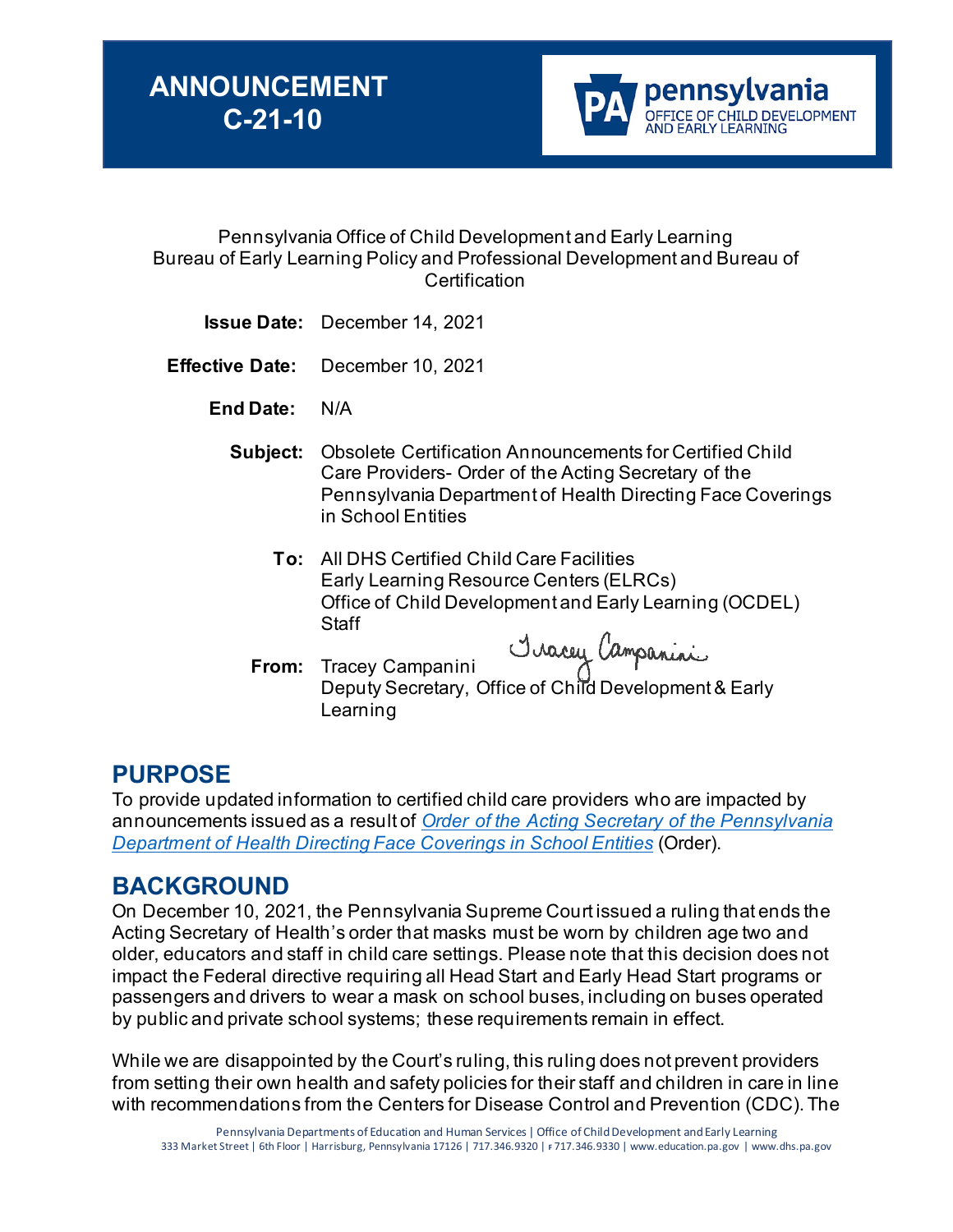# ANNOUNCEMENT C-21-10

**pennsylvania** OFFICE OF CHILD DEVELOPMENT AND EARLY LEARNING

Pennsylvania Office of Child Development and Early Learning
Bureau of Early Learning Policy and Professional Development and Bureau of Certification

**Issue Date:** December 14, 2021

**Effective Date:** December 10, 2021

**End Date:** N/A

**Subject:** Obsolete Certification Announcements for Certified Child Care Providers- Order of the Acting Secretary of the Pennsylvania Department of Health Directing Face Coverings in School Entities

**To:** All DHS Certified Child Care Facilities
Early Learning Resource Centers (ELRCs)
Office of Child Development and Early Learning (OCDEL) Staff

**From:** Tracey Campanini
Deputy Secretary, Office of Child Development & Early Learning

## PURPOSE

To provide updated information to certified child care providers who are impacted by announcements issued as a result of *Order of the Acting Secretary of the Pennsylvania Department of Health Directing Face Coverings in School Entities* (Order).

## BACKGROUND

On December 10, 2021, the Pennsylvania Supreme Court issued a ruling that ends the Acting Secretary of Health's order that masks must be worn by children age two and older, educators and staff in child care settings. Please note that this decision does not impact the Federal directive requiring all Head Start and Early Head Start programs or passengers and drivers to wear a mask on school buses, including on buses operated by public and private school systems; these requirements remain in effect.

While we are disappointed by the Court's ruling, this ruling does not prevent providers from setting their own health and safety policies for their staff and children in care in line with recommendations from the Centers for Disease Control and Prevention (CDC). The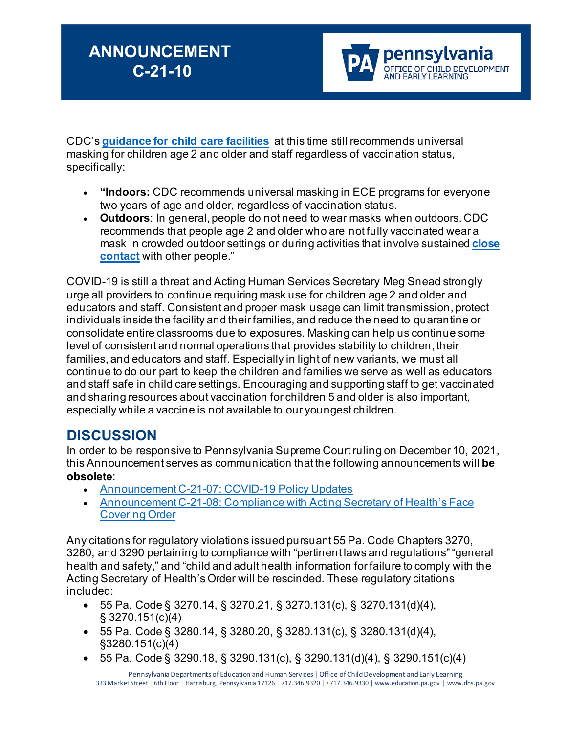# ANNOUNCEMENT C-21-10

CDC's **[guidance for child care facilities](#)** at this time still recommends universal masking for children age 2 and older and staff regardless of vaccination status, specifically:

- **"Indoors:** CDC recommends universal masking in ECE programs for everyone two years of age and older, regardless of vaccination status.
- **Outdoors**: In general, people do not need to wear masks when outdoors. CDC recommends that people age 2 and older who are not fully vaccinated wear a mask in crowded outdoor settings or during activities that involve sustained **close contact** with other people."

COVID-19 is still a threat and Acting Human Services Secretary Meg Snead strongly urge all providers to continue requiring mask use for children age 2 and older and educators and staff. Consistent and proper mask usage can limit transmission, protect individuals inside the facility and their families, and reduce the need to quarantine or consolidate entire classrooms due to exposures. Masking can help us continue some level of consistent and normal operations that provides stability to children, their families, and educators and staff. Especially in light of new variants, we must all continue to do our part to keep the children and families we serve as well as educators and staff safe in child care settings. Encouraging and supporting staff to get vaccinated and sharing resources about vaccination for children 5 and older is also important, especially while a vaccine is not available to our youngest children.

## DISCUSSION

In order to be responsive to Pennsylvania Supreme Court ruling on December 10, 2021, this Announcement serves as communication that the following announcements will **be obsolete**:

- Announcement C-21-07: COVID-19 Policy Updates
- Announcement C-21-08: Compliance with Acting Secretary of Health's Face Covering Order

Any citations for regulatory violations issued pursuant 55 Pa. Code Chapters 3270, 3280, and 3290 pertaining to compliance with "pertinent laws and regulations" "general health and safety," and "child and adult health information for failure to comply with the Acting Secretary of Health's Order will be rescinded. These regulatory citations included:

- 55 Pa. Code § 3270.14, § 3270.21, § 3270.131(c), § 3270.131(d)(4), § 3270.151(c)(4)
- 55 Pa. Code § 3280.14, § 3280.20, § 3280.131(c), § 3280.131(d)(4), §3280.151(c)(4)
- 55 Pa. Code § 3290.18, § 3290.131(c), § 3290.131(d)(4), § 3290.151(c)(4)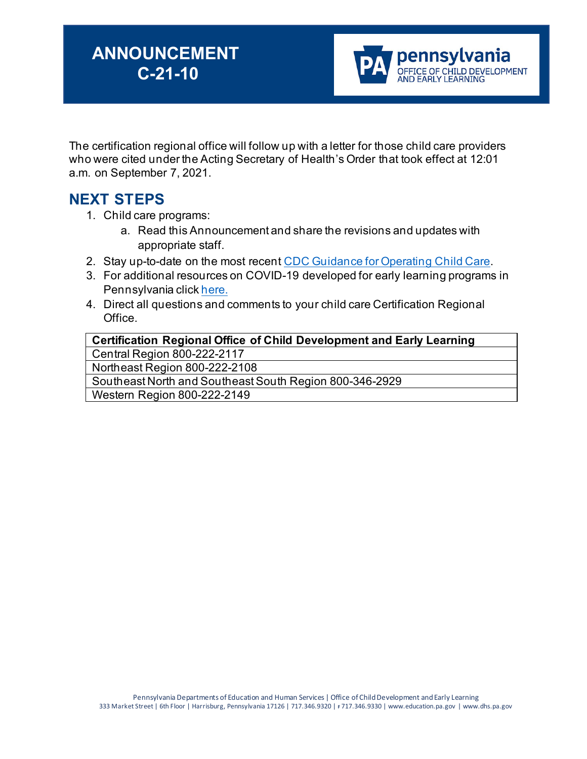# ANNOUNCEMENT C-21-10

The certification regional office will follow up with a letter for those child care providers who were cited under the Acting Secretary of Health's Order that took effect at 12:01 a.m. on September 7, 2021.

## NEXT STEPS

1. Child care programs:
   a. Read this Announcement and share the revisions and updates with appropriate staff.
2. Stay up-to-date on the most recent [CDC Guidance for Operating Child Care](#).
3. For additional resources on COVID-19 developed for early learning programs in Pennsylvania click [here.](#)
4. Direct all questions and comments to your child care Certification Regional Office.

| Certification Regional Office of Child Development and Early Learning |
|---|
| Central Region 800-222-2117 |
| Northeast Region 800-222-2108 |
| Southeast North and Southeast South Region 800-346-2929 |
| Western Region 800-222-2149 |